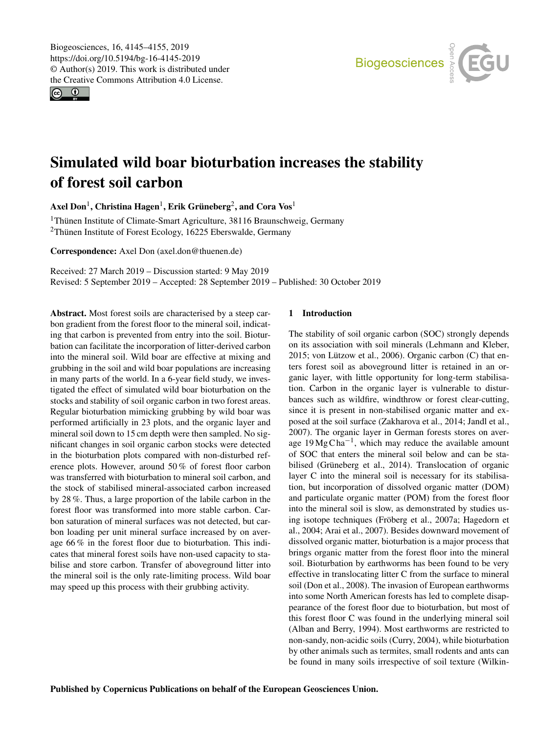# Simulated wild boar bioturbation increases the stability of forest soil carbon

**Axel Don**[1], **Christina Hagen**[1], **Erik Grüneberg**[2], **and Cora Vos**[1]

[1]Thünen Institute of Climate-Smart Agriculture, 38116 Braunschweig, Germany
[2]Thünen Institute of Forest Ecology, 16225 Eberswalde, Germany

**Correspondence:** Axel Don (axel.don@thuenen.de)

Received: 27 March 2019 – Discussion started: 9 May 2019
Revised: 5 September 2019 – Accepted: 28 September 2019 – Published: 30 October 2019

**Abstract.** Most forest soils are characterised by a steep carbon gradient from the forest floor to the mineral soil, indicating that carbon is prevented from entry into the soil. Bioturbation can facilitate the incorporation of litter-derived carbon into the mineral soil. Wild boar are effective at mixing and grubbing in the soil and wild boar populations are increasing in many parts of the world. In a 6-year field study, we investigated the effect of simulated wild boar bioturbation on the stocks and stability of soil organic carbon in two forest areas. Regular bioturbation mimicking grubbing by wild boar was performed artificially in 23 plots, and the organic layer and mineral soil down to 15 cm depth were then sampled. No significant changes in soil organic carbon stocks were detected in the bioturbation plots compared with non-disturbed reference plots. However, around 50 % of forest floor carbon was transferred with bioturbation to mineral soil carbon, and the stock of stabilised mineral-associated carbon increased by 28 %. Thus, a large proportion of the labile carbon in the forest floor was transformed into more stable carbon. Carbon saturation of mineral surfaces was not detected, but carbon loading per unit mineral surface increased by on average 66 % in the forest floor due to bioturbation. This indicates that mineral forest soils have non-used capacity to stabilise and store carbon. Transfer of aboveground litter into the mineral soil is the only rate-limiting process. Wild boar may speed up this process with their grubbing activity.

## 1 Introduction

The stability of soil organic carbon (SOC) strongly depends on its association with soil minerals (Lehmann and Kleber, 2015; von Lützow et al., 2006). Organic carbon (C) that enters forest soil as aboveground litter is retained in an organic layer, with little opportunity for long-term stabilisation. Carbon in the organic layer is vulnerable to disturbances such as wildfire, windthrow or forest clear-cutting, since it is present in non-stabilised organic matter and exposed at the soil surface (Zakharova et al., 2014; Jandl et al., 2007). The organic layer in German forests stores on average $19\,\mathrm{Mg\,C\,ha^{-1}}$, which may reduce the available amount of SOC that enters the mineral soil below and can be stabilised (Grüneberg et al., 2014). Translocation of organic layer C into the mineral soil is necessary for its stabilisation, but incorporation of dissolved organic matter (DOM) and particulate organic matter (POM) from the forest floor into the mineral soil is slow, as demonstrated by studies using isotope techniques (Fröberg et al., 2007a; Hagedorn et al., 2004; Arai et al., 2007). Besides downward movement of dissolved organic matter, bioturbation is a major process that brings organic matter from the forest floor into the mineral soil. Bioturbation by earthworms has been found to be very effective in translocating litter C from the surface to mineral soil (Don et al., 2008). The invasion of European earthworms into some North American forests has led to complete disappearance of the forest floor due to bioturbation, but most of this forest floor C was found in the underlying mineral soil (Alban and Berry, 1994). Most earthworms are restricted to non-sandy, non-acidic soils (Curry, 2004), while bioturbation by other animals such as termites, small rodents and ants can be found in many soils irrespective of soil texture (Wilkin-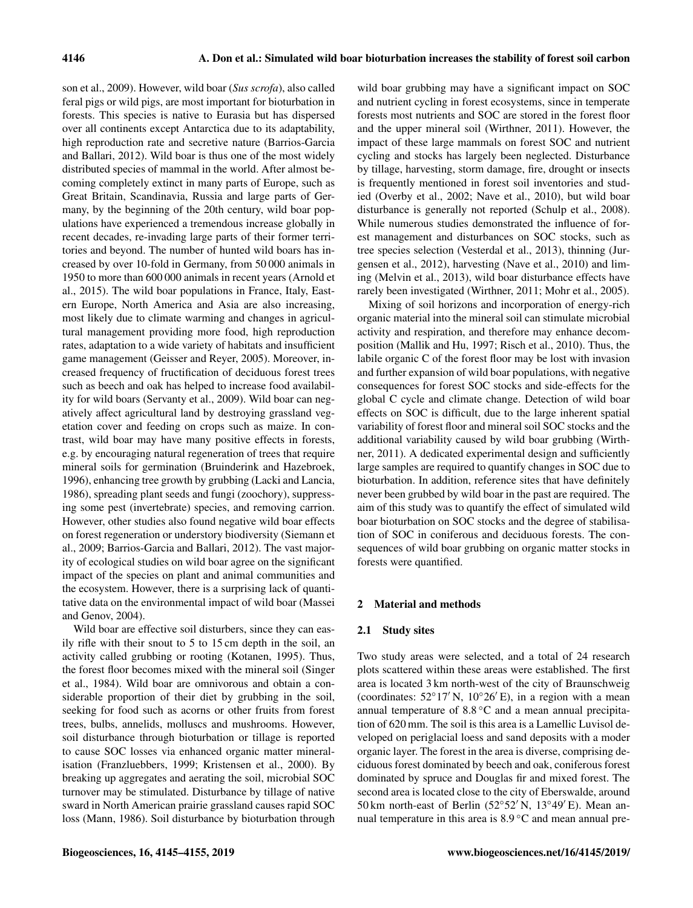son et al., 2009). However, wild boar (*Sus scrofa*), also called feral pigs or wild pigs, are most important for bioturbation in forests. This species is native to Eurasia but has dispersed over all continents except Antarctica due to its adaptability, high reproduction rate and secretive nature (Barrios-Garcia and Ballari, 2012). Wild boar is thus one of the most widely distributed species of mammal in the world. After almost becoming completely extinct in many parts of Europe, such as Great Britain, Scandinavia, Russia and large parts of Germany, by the beginning of the 20th century, wild boar populations have experienced a tremendous increase globally in recent decades, re-invading large parts of their former territories and beyond. The number of hunted wild boars has increased by over 10-fold in Germany, from 50 000 animals in 1950 to more than 600 000 animals in recent years (Arnold et al., 2015). The wild boar populations in France, Italy, Eastern Europe, North America and Asia are also increasing, most likely due to climate warming and changes in agricultural management providing more food, high reproduction rates, adaptation to a wide variety of habitats and insufficient game management (Geisser and Reyer, 2005). Moreover, increased frequency of fructification of deciduous forest trees such as beech and oak has helped to increase food availability for wild boars (Servanty et al., 2009). Wild boar can negatively affect agricultural land by destroying grassland vegetation cover and feeding on crops such as maize. In contrast, wild boar may have many positive effects in forests, e.g. by encouraging natural regeneration of trees that require mineral soils for germination (Bruinderink and Hazebroek, 1996), enhancing tree growth by grubbing (Lacki and Lancia, 1986), spreading plant seeds and fungi (zoochory), suppressing some pest (invertebrate) species, and removing carrion. However, other studies also found negative wild boar effects on forest regeneration or understory biodiversity (Siemann et al., 2009; Barrios-Garcia and Ballari, 2012). The vast majority of ecological studies on wild boar agree on the significant impact of the species on plant and animal communities and the ecosystem. However, there is a surprising lack of quantitative data on the environmental impact of wild boar (Massei and Genov, 2004).

Wild boar are effective soil disturbers, since they can easily rifle with their snout to 5 to 15 cm depth in the soil, an activity called grubbing or rooting (Kotanen, 1995). Thus, the forest floor becomes mixed with the mineral soil (Singer et al., 1984). Wild boar are omnivorous and obtain a considerable proportion of their diet by grubbing in the soil, seeking for food such as acorns or other fruits from forest trees, bulbs, annelids, molluscs and mushrooms. However, soil disturbance through bioturbation or tillage is reported to cause SOC losses via enhanced organic matter mineralisation (Franzluebbers, 1999; Kristensen et al., 2000). By breaking up aggregates and aerating the soil, microbial SOC turnover may be stimulated. Disturbance by tillage of native sward in North American prairie grassland causes rapid SOC loss (Mann, 1986). Soil disturbance by bioturbation through wild boar grubbing may have a significant impact on SOC and nutrient cycling in forest ecosystems, since in temperate forests most nutrients and SOC are stored in the forest floor and the upper mineral soil (Wirthner, 2011). However, the impact of these large mammals on forest SOC and nutrient cycling and stocks has largely been neglected. Disturbance by tillage, harvesting, storm damage, fire, drought or insects is frequently mentioned in forest soil inventories and studied (Overby et al., 2002; Nave et al., 2010), but wild boar disturbance is generally not reported (Schulp et al., 2008). While numerous studies demonstrated the influence of forest management and disturbances on SOC stocks, such as tree species selection (Vesterdal et al., 2013), thinning (Jurgensen et al., 2012), harvesting (Nave et al., 2010) and liming (Melvin et al., 2013), wild boar disturbance effects have rarely been investigated (Wirthner, 2011; Mohr et al., 2005).

Mixing of soil horizons and incorporation of energy-rich organic material into the mineral soil can stimulate microbial activity and respiration, and therefore may enhance decomposition (Mallik and Hu, 1997; Risch et al., 2010). Thus, the labile organic C of the forest floor may be lost with invasion and further expansion of wild boar populations, with negative consequences for forest SOC stocks and side-effects for the global C cycle and climate change. Detection of wild boar effects on SOC is difficult, due to the large inherent spatial variability of forest floor and mineral soil SOC stocks and the additional variability caused by wild boar grubbing (Wirthner, 2011). A dedicated experimental design and sufficiently large samples are required to quantify changes in SOC due to bioturbation. In addition, reference sites that have definitely never been grubbed by wild boar in the past are required. The aim of this study was to quantify the effect of simulated wild boar bioturbation on SOC stocks and the degree of stabilisation of SOC in coniferous and deciduous forests. The consequences of wild boar grubbing on organic matter stocks in forests were quantified.

## 2 Material and methods

### 2.1 Study sites

Two study areas were selected, and a total of 24 research plots scattered within these areas were established. The first area is located 3 km north-west of the city of Braunschweig (coordinates: 52°17′ N, 10°26′ E), in a region with a mean annual temperature of 8.8 °C and a mean annual precipitation of 620 mm. The soil is this area is a Lamellic Luvisol developed on periglacial loess and sand deposits with a moder organic layer. The forest in the area is diverse, comprising deciduous forest dominated by beech and oak, coniferous forest dominated by spruce and Douglas fir and mixed forest. The second area is located close to the city of Eberswalde, around 50 km north-east of Berlin (52°52′ N, 13°49′ E). Mean annual temperature in this area is 8.9 °C and mean annual pre-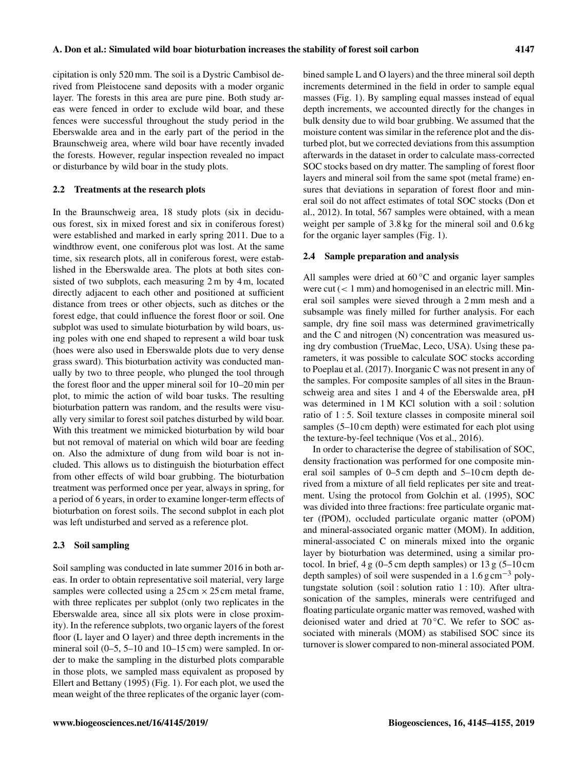cipitation is only 520 mm. The soil is a Dystric Cambisol derived from Pleistocene sand deposits with a moder organic layer. The forests in this area are pure pine. Both study areas were fenced in order to exclude wild boar, and these fences were successful throughout the study period in the Eberswalde area and in the early part of the period in the Braunschweig area, where wild boar have recently invaded the forests. However, regular inspection revealed no impact or disturbance by wild boar in the study plots.

### 2.2 Treatments at the research plots

In the Braunschweig area, 18 study plots (six in deciduous forest, six in mixed forest and six in coniferous forest) were established and marked in early spring 2011. Due to a windthrow event, one coniferous plot was lost. At the same time, six research plots, all in coniferous forest, were established in the Eberswalde area. The plots at both sites consisted of two subplots, each measuring 2 m by 4 m, located directly adjacent to each other and positioned at sufficient distance from trees or other objects, such as ditches or the forest edge, that could influence the forest floor or soil. One subplot was used to simulate bioturbation by wild boars, using poles with one end shaped to represent a wild boar tusk (hoes were also used in Eberswalde plots due to very dense grass sward). This bioturbation activity was conducted manually by two to three people, who plunged the tool through the forest floor and the upper mineral soil for 10–20 min per plot, to mimic the action of wild boar tusks. The resulting bioturbation pattern was random, and the results were visually very similar to forest soil patches disturbed by wild boar. With this treatment we mimicked bioturbation by wild boar but not removal of material on which wild boar are feeding on. Also the admixture of dung from wild boar is not included. This allows us to distinguish the bioturbation effect from other effects of wild boar grubbing. The bioturbation treatment was performed once per year, always in spring, for a period of 6 years, in order to examine longer-term effects of bioturbation on forest soils. The second subplot in each plot was left undisturbed and served as a reference plot.

### 2.3 Soil sampling

Soil sampling was conducted in late summer 2016 in both areas. In order to obtain representative soil material, very large samples were collected using a 25 cm × 25 cm metal frame, with three replicates per subplot (only two replicates in the Eberswalde area, since all six plots were in close proximity). In the reference subplots, two organic layers of the forest floor (L layer and O layer) and three depth increments in the mineral soil (0–5, 5–10 and 10–15 cm) were sampled. In order to make the sampling in the disturbed plots comparable in those plots, we sampled mass equivalent as proposed by Ellert and Bettany (1995) (Fig. 1). For each plot, we used the mean weight of the three replicates of the organic layer (combined sample L and O layers) and the three mineral soil depth increments determined in the field in order to sample equal masses (Fig. 1). By sampling equal masses instead of equal depth increments, we accounted directly for the changes in bulk density due to wild boar grubbing. We assumed that the moisture content was similar in the reference plot and the disturbed plot, but we corrected deviations from this assumption afterwards in the dataset in order to calculate mass-corrected SOC stocks based on dry matter. The sampling of forest floor layers and mineral soil from the same spot (metal frame) ensures that deviations in separation of forest floor and mineral soil do not affect estimates of total SOC stocks (Don et al., 2012). In total, 567 samples were obtained, with a mean weight per sample of 3.8 kg for the mineral soil and 0.6 kg for the organic layer samples (Fig. 1).

### 2.4 Sample preparation and analysis

All samples were dried at 60 °C and organic layer samples were cut (< 1 mm) and homogenised in an electric mill. Mineral soil samples were sieved through a 2 mm mesh and a subsample was finely milled for further analysis. For each sample, dry fine soil mass was determined gravimetrically and the C and nitrogen (N) concentration was measured using dry combustion (TrueMac, Leco, USA). Using these parameters, it was possible to calculate SOC stocks according to Poeplau et al. (2017). Inorganic C was not present in any of the samples. For composite samples of all sites in the Braunschweig area and sites 1 and 4 of the Eberswalde area, pH was determined in 1 M KCl solution with a soil : solution ratio of 1 : 5. Soil texture classes in composite mineral soil samples (5–10 cm depth) were estimated for each plot using the texture-by-feel technique (Vos et al., 2016).

In order to characterise the degree of stabilisation of SOC, density fractionation was performed for one composite mineral soil samples of 0–5 cm depth and 5–10 cm depth derived from a mixture of all field replicates per site and treatment. Using the protocol from Golchin et al. (1995), SOC was divided into three fractions: free particulate organic matter (fPOM), occluded particulate organic matter (oPOM) and mineral-associated organic matter (MOM). In addition, mineral-associated C on minerals mixed into the organic layer by bioturbation was determined, using a similar protocol. In brief, 4 g (0–5 cm depth samples) or 13 g (5–10 cm depth samples) of soil were suspended in a 1.6 g cm$^{-3}$ polytungstate solution (soil : solution ratio 1 : 10). After ultrasonication of the samples, minerals were centrifuged and floating particulate organic matter was removed, washed with deionised water and dried at 70 °C. We refer to SOC associated with minerals (MOM) as stabilised SOC since its turnover is slower compared to non-mineral associated POM.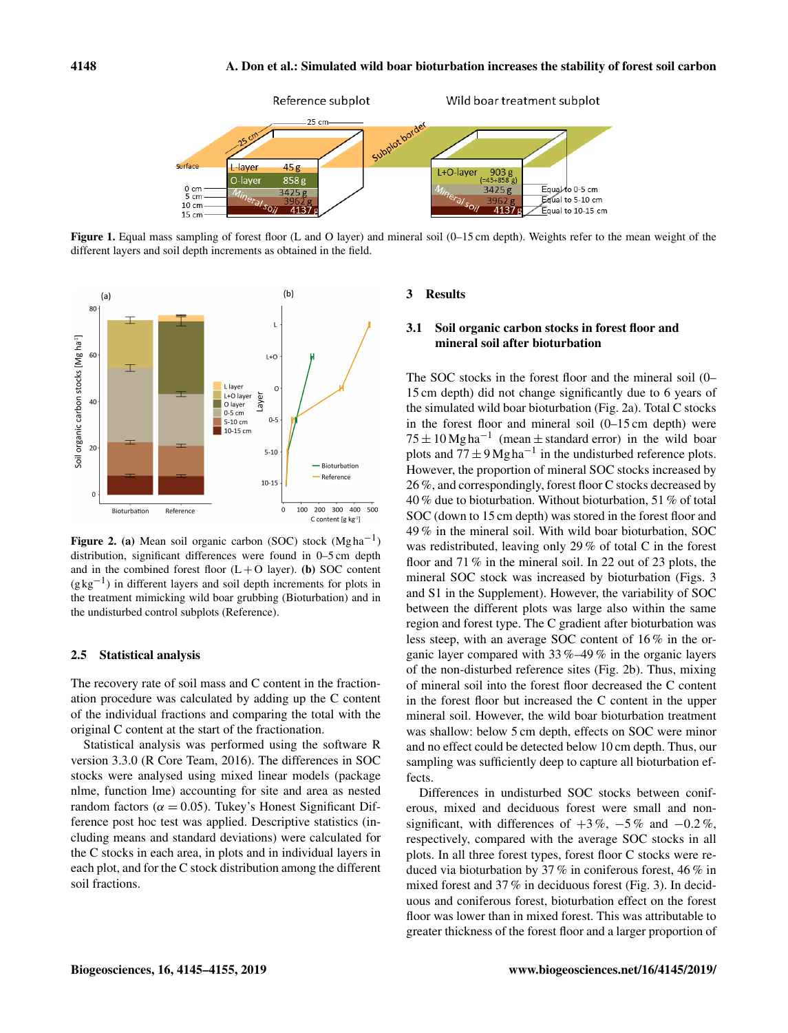Figure 1. Equal mass sampling of forest floor (L and O layer) and mineral soil (0–15 cm depth). Weights refer to the mean weight of the different layers and soil depth increments as obtained in the field.

Figure 2. **(a)** Mean soil organic carbon (SOC) stock ($Mg\,ha^{-1}$) distribution, significant differences were found in 0–5 cm depth and in the combined forest floor (L + O layer). **(b)** SOC content ($g\,kg^{-1}$) in different layers and soil depth increments for plots in the treatment mimicking wild boar grubbing (Bioturbation) and in the undisturbed control subplots (Reference).

### 2.5 Statistical analysis

The recovery rate of soil mass and C content in the fractionation procedure was calculated by adding up the C content of the individual fractions and comparing the total with the original C content at the start of the fractionation.

Statistical analysis was performed using the software R version 3.3.0 (R Core Team, 2016). The differences in SOC stocks were analysed using mixed linear models (package nlme, function lme) accounting for site and area as nested random factors ($\alpha = 0.05$). Tukey's Honest Significant Difference post hoc test was applied. Descriptive statistics (including means and standard deviations) were calculated for the C stocks in each area, in plots and in individual layers in each plot, and for the C stock distribution among the different soil fractions.

## 3 Results

### 3.1 Soil organic carbon stocks in forest floor and mineral soil after bioturbation

The SOC stocks in the forest floor and the mineral soil (0–15 cm depth) did not change significantly due to 6 years of the simulated wild boar bioturbation (Fig. 2a). Total C stocks in the forest floor and mineral soil (0–15 cm depth) were $75 \pm 10\,Mg\,ha^{-1}$ (mean ± standard error) in the wild boar plots and $77 \pm 9\,Mg\,ha^{-1}$ in the undisturbed reference plots. However, the proportion of mineral SOC stocks increased by 26 %, and correspondingly, forest floor C stocks decreased by 40 % due to bioturbation. Without bioturbation, 51 % of total SOC (down to 15 cm depth) was stored in the forest floor and 49 % in the mineral soil. With wild boar bioturbation, SOC was redistributed, leaving only 29 % of total C in the forest floor and 71 % in the mineral soil. In 22 out of 23 plots, the mineral SOC stock was increased by bioturbation (Figs. 3 and S1 in the Supplement). However, the variability of SOC between the different plots was large also within the same region and forest type. The C gradient after bioturbation was less steep, with an average SOC content of 16 % in the organic layer compared with 33 %–49 % in the organic layers of the non-disturbed reference sites (Fig. 2b). Thus, mixing of mineral soil into the forest floor decreased the C content in the forest floor but increased the C content in the upper mineral soil. However, the wild boar bioturbation treatment was shallow: below 5 cm depth, effects on SOC were minor and no effect could be detected below 10 cm depth. Thus, our sampling was sufficiently deep to capture all bioturbation effects.

Differences in undisturbed SOC stocks between coniferous, mixed and deciduous forest were small and non-significant, with differences of +3 %, −5 % and −0.2 %, respectively, compared with the average SOC stocks in all plots. In all three forest types, forest floor C stocks were reduced via bioturbation by 37 % in coniferous forest, 46 % in mixed forest and 37 % in deciduous forest (Fig. 3). In deciduous and coniferous forest, bioturbation effect on the forest floor was lower than in mixed forest. This was attributable to greater thickness of the forest floor and a larger proportion of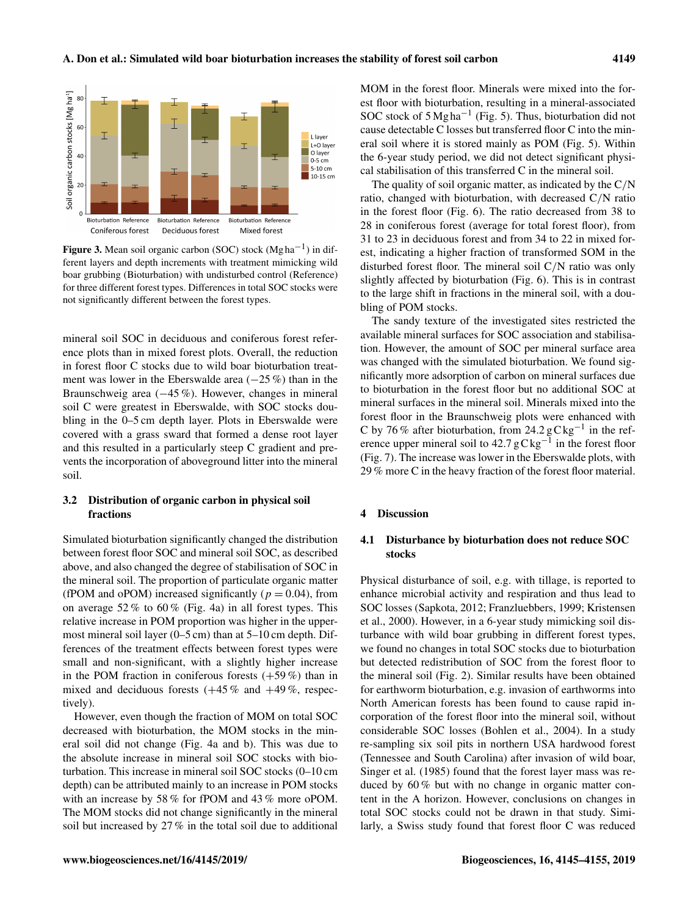Figure 3. Mean soil organic carbon (SOC) stock ($Mg\,ha^{-1}$) in different layers and depth increments with treatment mimicking wild boar grubbing (Bioturbation) with undisturbed control (Reference) for three different forest types. Differences in total SOC stocks were not significantly different between the forest types.

mineral soil SOC in deciduous and coniferous forest reference plots than in mixed forest plots. Overall, the reduction in forest floor C stocks due to wild boar bioturbation treatment was lower in the Eberswalde area (−25 %) than in the Braunschweig area (−45 %). However, changes in mineral soil C were greatest in Eberswalde, with SOC stocks doubling in the 0–5 cm depth layer. Plots in Eberswalde were covered with a grass sward that formed a dense root layer and this resulted in a particularly steep C gradient and prevents the incorporation of aboveground litter into the mineral soil.

### 3.2 Distribution of organic carbon in physical soil fractions

Simulated bioturbation significantly changed the distribution between forest floor SOC and mineral soil SOC, as described above, and also changed the degree of stabilisation of SOC in the mineral soil. The proportion of particulate organic matter (fPOM and oPOM) increased significantly ($p = 0.04$), from on average 52 % to 60 % (Fig. 4a) in all forest types. This relative increase in POM proportion was higher in the uppermost mineral soil layer (0–5 cm) than at 5–10 cm depth. Differences of the treatment effects between forest types were small and non-significant, with a slightly higher increase in the POM fraction in coniferous forests (+59 %) than in mixed and deciduous forests (+45 % and +49 %, respectively).

However, even though the fraction of MOM on total SOC decreased with bioturbation, the MOM stocks in the mineral soil did not change (Fig. 4a and b). This was due to the absolute increase in mineral soil SOC stocks with bioturbation. This increase in mineral soil SOC stocks (0–10 cm depth) can be attributed mainly to an increase in POM stocks with an increase by 58 % for fPOM and 43 % more oPOM. The MOM stocks did not change significantly in the mineral soil but increased by 27 % in the total soil due to additional MOM in the forest floor. Minerals were mixed into the forest floor with bioturbation, resulting in a mineral-associated SOC stock of 5 $Mg\,ha^{-1}$ (Fig. 5). Thus, bioturbation did not cause detectable C losses but transferred floor C into the mineral soil where it is stored mainly as POM (Fig. 5). Within the 6-year study period, we did not detect significant physical stabilisation of this transferred C in the mineral soil.

The quality of soil organic matter, as indicated by the C/N ratio, changed with bioturbation, with decreased C/N ratio in the forest floor (Fig. 6). The ratio decreased from 38 to 28 in coniferous forest (average for total forest floor), from 31 to 23 in deciduous forest and from 34 to 22 in mixed forest, indicating a higher fraction of transformed SOM in the disturbed forest floor. The mineral soil C/N ratio was only slightly affected by bioturbation (Fig. 6). This is in contrast to the large shift in fractions in the mineral soil, with a doubling of POM stocks.

The sandy texture of the investigated sites restricted the available mineral surfaces for SOC association and stabilisation. However, the amount of SOC per mineral surface area was changed with the simulated bioturbation. We found significantly more adsorption of carbon on mineral surfaces due to bioturbation in the forest floor but no additional SOC at mineral surfaces in the mineral soil. Minerals mixed into the forest floor in the Braunschweig plots were enhanced with C by 76 % after bioturbation, from 24.2 $g\,C\,kg^{-1}$ in the reference upper mineral soil to 42.7 $g\,C\,kg^{-1}$ in the forest floor (Fig. 7). The increase was lower in the Eberswalde plots, with 29 % more C in the heavy fraction of the forest floor material.

## 4 Discussion

### 4.1 Disturbance by bioturbation does not reduce SOC stocks

Physical disturbance of soil, e.g. with tillage, is reported to enhance microbial activity and respiration and thus lead to SOC losses (Sapkota, 2012; Franzluebbers, 1999; Kristensen et al., 2000). However, in a 6-year study mimicking soil disturbance with wild boar grubbing in different forest types, we found no changes in total SOC stocks due to bioturbation but detected redistribution of SOC from the forest floor to the mineral soil (Fig. 2). Similar results have been obtained for earthworm bioturbation, e.g. invasion of earthworms into North American forests has been found to cause rapid incorporation of the forest floor into the mineral soil, without considerable SOC losses (Bohlen et al., 2004). In a study re-sampling six soil pits in northern USA hardwood forest (Tennessee and South Carolina) after invasion of wild boar, Singer et al. (1985) found that the forest layer mass was reduced by 60 % but with no change in organic matter content in the A horizon. However, conclusions on changes in total SOC stocks could not be drawn in that study. Similarly, a Swiss study found that forest floor C was reduced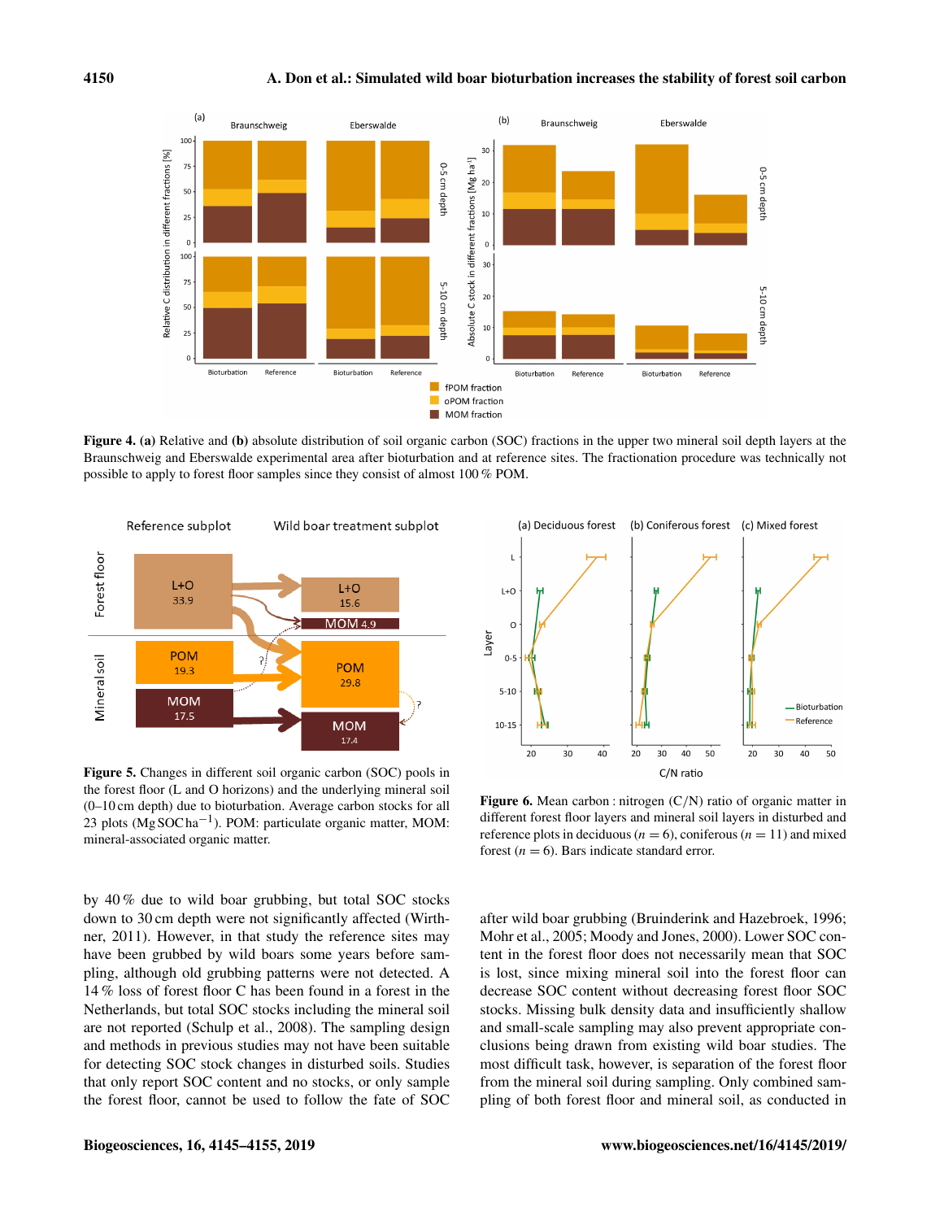**Figure 4. (a)** Relative and **(b)** absolute distribution of soil organic carbon (SOC) fractions in the upper two mineral soil depth layers at the Braunschweig and Eberswalde experimental area after bioturbation and at reference sites. The fractionation procedure was technically not possible to apply to forest floor samples since they consist of almost 100 % POM.

**Figure 5.** Changes in different soil organic carbon (SOC) pools in the forest floor (L and O horizons) and the underlying mineral soil (0–10 cm depth) due to bioturbation. Average carbon stocks for all 23 plots ($\mathrm{Mg\,SOC\,ha^{-1}}$). POM: particulate organic matter, MOM: mineral-associated organic matter.

**Figure 6.** Mean carbon : nitrogen (C/N) ratio of organic matter in different forest floor layers and mineral soil layers in disturbed and reference plots in deciduous ($n = 6$), coniferous ($n = 11$) and mixed forest ($n = 6$). Bars indicate standard error.

by 40 % due to wild boar grubbing, but total SOC stocks down to 30 cm depth were not significantly affected (Wirthner, 2011). However, in that study the reference sites may have been grubbed by wild boars some years before sampling, although old grubbing patterns were not detected. A 14 % loss of forest floor C has been found in a forest in the Netherlands, but total SOC stocks including the mineral soil are not reported (Schulp et al., 2008). The sampling design and methods in previous studies may not have been suitable for detecting SOC stock changes in disturbed soils. Studies that only report SOC content and no stocks, or only sample the forest floor, cannot be used to follow the fate of SOC after wild boar grubbing (Bruinderink and Hazebroek, 1996; Mohr et al., 2005; Moody and Jones, 2000). Lower SOC content in the forest floor does not necessarily mean that SOC is lost, since mixing mineral soil into the forest floor can decrease SOC content without decreasing forest floor SOC stocks. Missing bulk density data and insufficiently shallow and small-scale sampling may also prevent appropriate conclusions being drawn from existing wild boar studies. The most difficult task, however, is separation of the forest floor from the mineral soil during sampling. Only combined sampling of both forest floor and mineral soil, as conducted in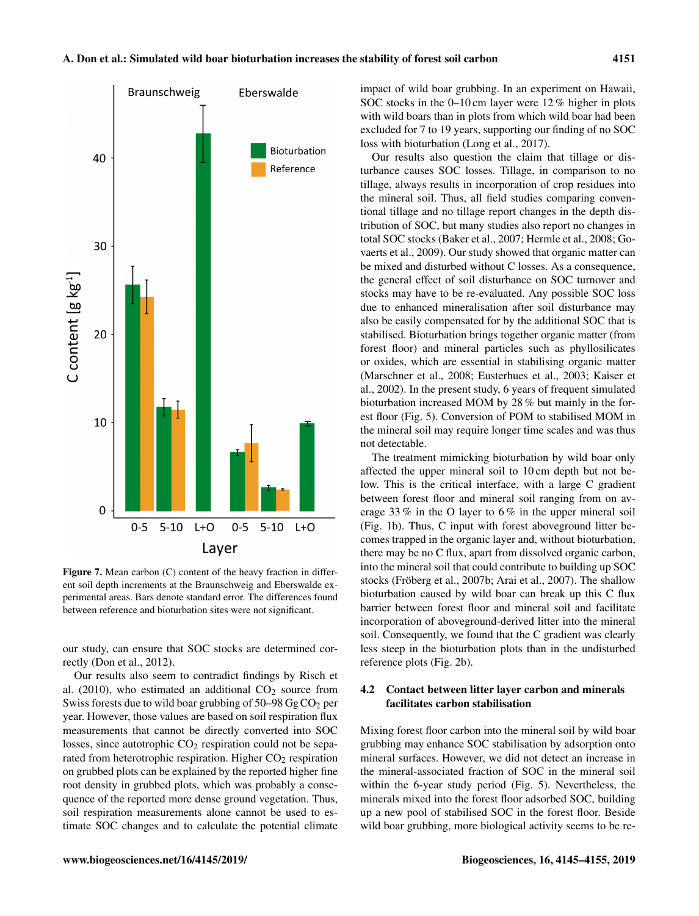**Figure 7.** Mean carbon (C) content of the heavy fraction in different soil depth increments at the Braunschweig and Eberswalde experimental areas. Bars denote standard error. The differences found between reference and bioturbation sites were not significant.

our study, can ensure that SOC stocks are determined correctly (Don et al., 2012).

Our results also seem to contradict findings by Risch et al. (2010), who estimated an additional $CO_2$ source from Swiss forests due to wild boar grubbing of 50–98 Gg $CO_2$ per year. However, those values are based on soil respiration flux measurements that cannot be directly converted into SOC losses, since autotrophic $CO_2$ respiration could not be separated from heterotrophic respiration. Higher $CO_2$ respiration on grubbed plots can be explained by the reported higher fine root density in grubbed plots, which was probably a consequence of the reported more dense ground vegetation. Thus, soil respiration measurements alone cannot be used to estimate SOC changes and to calculate the potential climate impact of wild boar grubbing. In an experiment on Hawaii, SOC stocks in the 0–10 cm layer were 12 % higher in plots with wild boars than in plots from which wild boar had been excluded for 7 to 19 years, supporting our finding of no SOC loss with bioturbation (Long et al., 2017).

Our results also question the claim that tillage or disturbance causes SOC losses. Tillage, in comparison to no tillage, always results in incorporation of crop residues into the mineral soil. Thus, all field studies comparing conventional tillage and no tillage report changes in the depth distribution of SOC, but many studies also report no changes in total SOC stocks (Baker et al., 2007; Hermle et al., 2008; Govaerts et al., 2009). Our study showed that organic matter can be mixed and disturbed without C losses. As a consequence, the general effect of soil disturbance on SOC turnover and stocks may have to be re-evaluated. Any possible SOC loss due to enhanced mineralisation after soil disturbance may also be easily compensated for by the additional SOC that is stabilised. Bioturbation brings together organic matter (from forest floor) and mineral particles such as phyllosilicates or oxides, which are essential in stabilising organic matter (Marschner et al., 2008; Eusterhues et al., 2003; Kaiser et al., 2002). In the present study, 6 years of frequent simulated bioturbation increased MOM by 28 % but mainly in the forest floor (Fig. 5). Conversion of POM to stabilised MOM in the mineral soil may require longer time scales and was thus not detectable.

The treatment mimicking bioturbation by wild boar only affected the upper mineral soil to 10 cm depth but not below. This is the critical interface, with a large C gradient between forest floor and mineral soil ranging from on average 33 % in the O layer to 6 % in the upper mineral soil (Fig. 1b). Thus, C input with forest aboveground litter becomes trapped in the organic layer and, without bioturbation, there may be no C flux, apart from dissolved organic carbon, into the mineral soil that could contribute to building up SOC stocks (Fröberg et al., 2007b; Arai et al., 2007). The shallow bioturbation caused by wild boar can break up this C flux barrier between forest floor and mineral soil and facilitate incorporation of aboveground-derived litter into the mineral soil. Consequently, we found that the C gradient was clearly less steep in the bioturbation plots than in the undisturbed reference plots (Fig. 2b).

### 4.2 Contact between litter layer carbon and minerals facilitates carbon stabilisation

Mixing forest floor carbon into the mineral soil by wild boar grubbing may enhance SOC stabilisation by adsorption onto mineral surfaces. However, we did not detect an increase in the mineral-associated fraction of SOC in the mineral soil within the 6-year study period (Fig. 5). Nevertheless, the minerals mixed into the forest floor adsorbed SOC, building up a new pool of stabilised SOC in the forest floor. Beside wild boar grubbing, more biological activity seems to be re-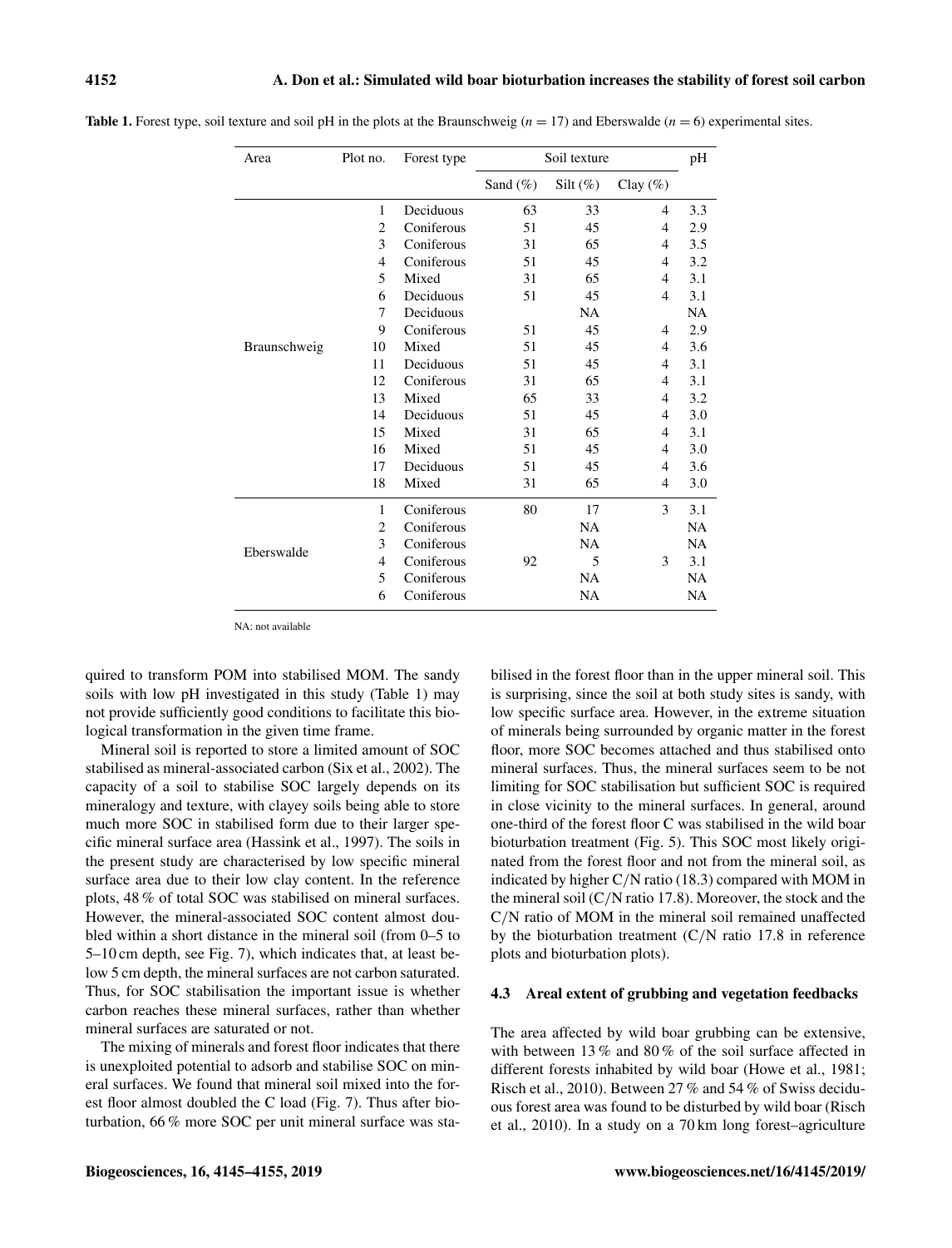**Table 1.** Forest type, soil texture and soil pH in the plots at the Braunschweig ($n = 17$) and Eberswalde ($n = 6$) experimental sites.

| Area | Plot no. | Forest type | Soil texture | | | pH |
|---|---|---|---|---|---|---|
| | | | Sand (%) | Silt (%) | Clay (%) | |
| Braunschweig | 1 | Deciduous | 63 | 33 | 4 | 3.3 |
| | 2 | Coniferous | 51 | 45 | 4 | 2.9 |
| | 3 | Coniferous | 31 | 65 | 4 | 3.5 |
| | 4 | Coniferous | 51 | 45 | 4 | 3.2 |
| | 5 | Mixed | 31 | 65 | 4 | 3.1 |
| | 6 | Deciduous | 51 | 45 | 4 | 3.1 |
| | 7 | Deciduous | | NA | | NA |
| | 9 | Coniferous | 51 | 45 | 4 | 2.9 |
| | 10 | Mixed | 51 | 45 | 4 | 3.6 |
| | 11 | Deciduous | 51 | 45 | 4 | 3.1 |
| | 12 | Coniferous | 31 | 65 | 4 | 3.1 |
| | 13 | Mixed | 65 | 33 | 4 | 3.2 |
| | 14 | Deciduous | 51 | 45 | 4 | 3.0 |
| | 15 | Mixed | 31 | 65 | 4 | 3.1 |
| | 16 | Mixed | 51 | 45 | 4 | 3.0 |
| | 17 | Deciduous | 51 | 45 | 4 | 3.6 |
| | 18 | Mixed | 31 | 65 | 4 | 3.0 |
| Eberswalde | 1 | Coniferous | 80 | 17 | 3 | 3.1 |
| | 2 | Coniferous | | NA | | NA |
| | 3 | Coniferous | | NA | | NA |
| | 4 | Coniferous | 92 | 5 | 3 | 3.1 |
| | 5 | Coniferous | | NA | | NA |
| | 6 | Coniferous | | NA | | NA |

NA: not available

quired to transform POM into stabilised MOM. The sandy soils with low pH investigated in this study (Table 1) may not provide sufficiently good conditions to facilitate this biological transformation in the given time frame.

Mineral soil is reported to store a limited amount of SOC stabilised as mineral-associated carbon (Six et al., 2002). The capacity of a soil to stabilise SOC largely depends on its mineralogy and texture, with clayey soils being able to store much more SOC in stabilised form due to their larger specific mineral surface area (Hassink et al., 1997). The soils in the present study are characterised by low specific mineral surface area due to their low clay content. In the reference plots, 48 % of total SOC was stabilised on mineral surfaces. However, the mineral-associated SOC content almost doubled within a short distance in the mineral soil (from 0–5 to 5–10 cm depth, see Fig. 7), which indicates that, at least below 5 cm depth, the mineral surfaces are not carbon saturated. Thus, for SOC stabilisation the important issue is whether carbon reaches these mineral surfaces, rather than whether mineral surfaces are saturated or not.

The mixing of minerals and forest floor indicates that there is unexploited potential to adsorb and stabilise SOC on mineral surfaces. We found that mineral soil mixed into the forest floor almost doubled the C load (Fig. 7). Thus after bioturbation, 66 % more SOC per unit mineral surface was stabilised in the forest floor than in the upper mineral soil. This is surprising, since the soil at both study sites is sandy, with low specific surface area. However, in the extreme situation of minerals being surrounded by organic matter in the forest floor, more SOC becomes attached and thus stabilised onto mineral surfaces. Thus, the mineral surfaces seem to be not limiting for SOC stabilisation but sufficient SOC is required in close vicinity to the mineral surfaces. In general, around one-third of the forest floor C was stabilised in the wild boar bioturbation treatment (Fig. 5). This SOC most likely originated from the forest floor and not from the mineral soil, as indicated by higher C/N ratio (18.3) compared with MOM in the mineral soil (C/N ratio 17.8). Moreover, the stock and the C/N ratio of MOM in the mineral soil remained unaffected by the bioturbation treatment (C/N ratio 17.8 in reference plots and bioturbation plots).

### 4.3 Areal extent of grubbing and vegetation feedbacks

The area affected by wild boar grubbing can be extensive, with between 13 % and 80 % of the soil surface affected in different forests inhabited by wild boar (Howe et al., 1981; Risch et al., 2010). Between 27 % and 54 % of Swiss deciduous forest area was found to be disturbed by wild boar (Risch et al., 2010). In a study on a 70 km long forest–agriculture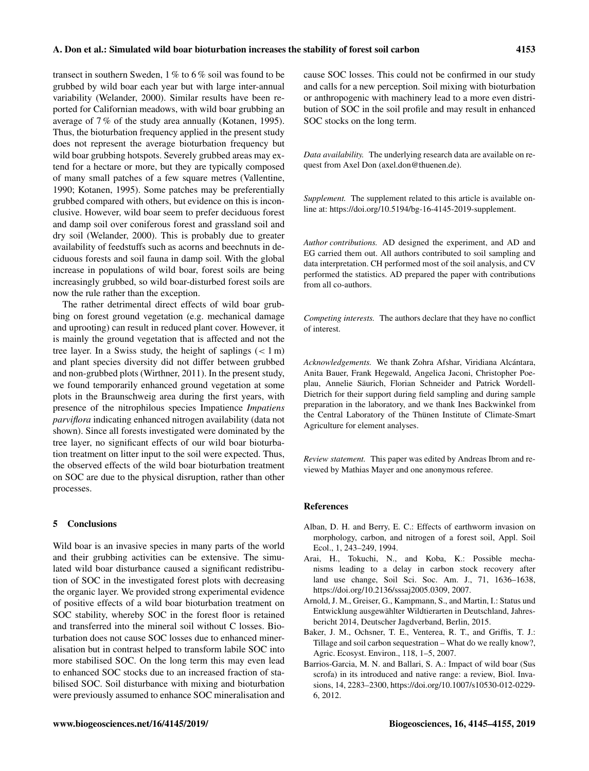transect in southern Sweden, 1 % to 6 % soil was found to be grubbed by wild boar each year but with large inter-annual variability (Welander, 2000). Similar results have been reported for Californian meadows, with wild boar grubbing an average of 7 % of the study area annually (Kotanen, 1995). Thus, the bioturbation frequency applied in the present study does not represent the average bioturbation frequency but wild boar grubbing hotspots. Severely grubbed areas may extend for a hectare or more, but they are typically composed of many small patches of a few square metres (Vallentine, 1990; Kotanen, 1995). Some patches may be preferentially grubbed compared with others, but evidence on this is inconclusive. However, wild boar seem to prefer deciduous forest and damp soil over coniferous forest and grassland soil and dry soil (Welander, 2000). This is probably due to greater availability of feedstuffs such as acorns and beechnuts in deciduous forests and soil fauna in damp soil. With the global increase in populations of wild boar, forest soils are being increasingly grubbed, so wild boar-disturbed forest soils are now the rule rather than the exception.

The rather detrimental direct effects of wild boar grubbing on forest ground vegetation (e.g. mechanical damage and uprooting) can result in reduced plant cover. However, it is mainly the ground vegetation that is affected and not the tree layer. In a Swiss study, the height of saplings ($< 1$ m) and plant species diversity did not differ between grubbed and non-grubbed plots (Wirthner, 2011). In the present study, we found temporarily enhanced ground vegetation at some plots in the Braunschweig area during the first years, with presence of the nitrophilous species Impatience *Impatiens parviflora* indicating enhanced nitrogen availability (data not shown). Since all forests investigated were dominated by the tree layer, no significant effects of our wild boar bioturbation treatment on litter input to the soil were expected. Thus, the observed effects of the wild boar bioturbation treatment on SOC are due to the physical disruption, rather than other processes.

## 5 Conclusions

Wild boar is an invasive species in many parts of the world and their grubbing activities can be extensive. The simulated wild boar disturbance caused a significant redistribution of SOC in the investigated forest plots with decreasing the organic layer. We provided strong experimental evidence of positive effects of a wild boar bioturbation treatment on SOC stability, whereby SOC in the forest floor is retained and transferred into the mineral soil without C losses. Bioturbation does not cause SOC losses due to enhanced mineralisation but in contrast helped to transform labile SOC into more stabilised SOC. On the long term this may even lead to enhanced SOC stocks due to an increased fraction of stabilised SOC. Soil disturbance with mixing and bioturbation were previously assumed to enhance SOC mineralisation and cause SOC losses. This could not be confirmed in our study and calls for a new perception. Soil mixing with bioturbation or anthropogenic with machinery lead to a more even distribution of SOC in the soil profile and may result in enhanced SOC stocks on the long term.

*Data availability.* The underlying research data are available on request from Axel Don (axel.don@thuenen.de).

*Supplement.* The supplement related to this article is available online at: https://doi.org/10.5194/bg-16-4145-2019-supplement.

*Author contributions.* AD designed the experiment, and AD and EG carried them out. All authors contributed to soil sampling and data interpretation. CH performed most of the soil analysis, and CV performed the statistics. AD prepared the paper with contributions from all co-authors.

*Competing interests.* The authors declare that they have no conflict of interest.

*Acknowledgements.* We thank Zohra Afshar, Viridiana Alcántara, Anita Bauer, Frank Hegewald, Angelica Jaconi, Christopher Poeplau, Annelie Säurich, Florian Schneider and Patrick Wordell-Dietrich for their support during field sampling and during sample preparation in the laboratory, and we thank Ines Backwinkel from the Central Laboratory of the Thünen Institute of Climate-Smart Agriculture for element analyses.

*Review statement.* This paper was edited by Andreas Ibrom and reviewed by Mathias Mayer and one anonymous referee.

## References

Alban, D. H. and Berry, E. C.: Effects of earthworm invasion on morphology, carbon, and nitrogen of a forest soil, Appl. Soil Ecol., 1, 243–249, 1994.

Arai, H., Tokuchi, N., and Koba, K.: Possible mechanisms leading to a delay in carbon stock recovery after land use change, Soil Sci. Soc. Am. J., 71, 1636–1638, https://doi.org/10.2136/sssaj2005.0309, 2007.

Arnold, J. M., Greiser, G., Kampmann, S., and Martin, I.: Status und Entwicklung ausgewählter Wildtierarten in Deutschland, Jahresbericht 2014, Deutscher Jagdverband, Berlin, 2015.

Baker, J. M., Ochsner, T. E., Venterea, R. T., and Griffis, T. J.: Tillage and soil carbon sequestration – What do we really know?, Agric. Ecosyst. Environ., 118, 1–5, 2007.

Barrios-Garcia, M. N. and Ballari, S. A.: Impact of wild boar (Sus scrofa) in its introduced and native range: a review, Biol. Invasions, 14, 2283–2300, https://doi.org/10.1007/s10530-012-0229-6, 2012.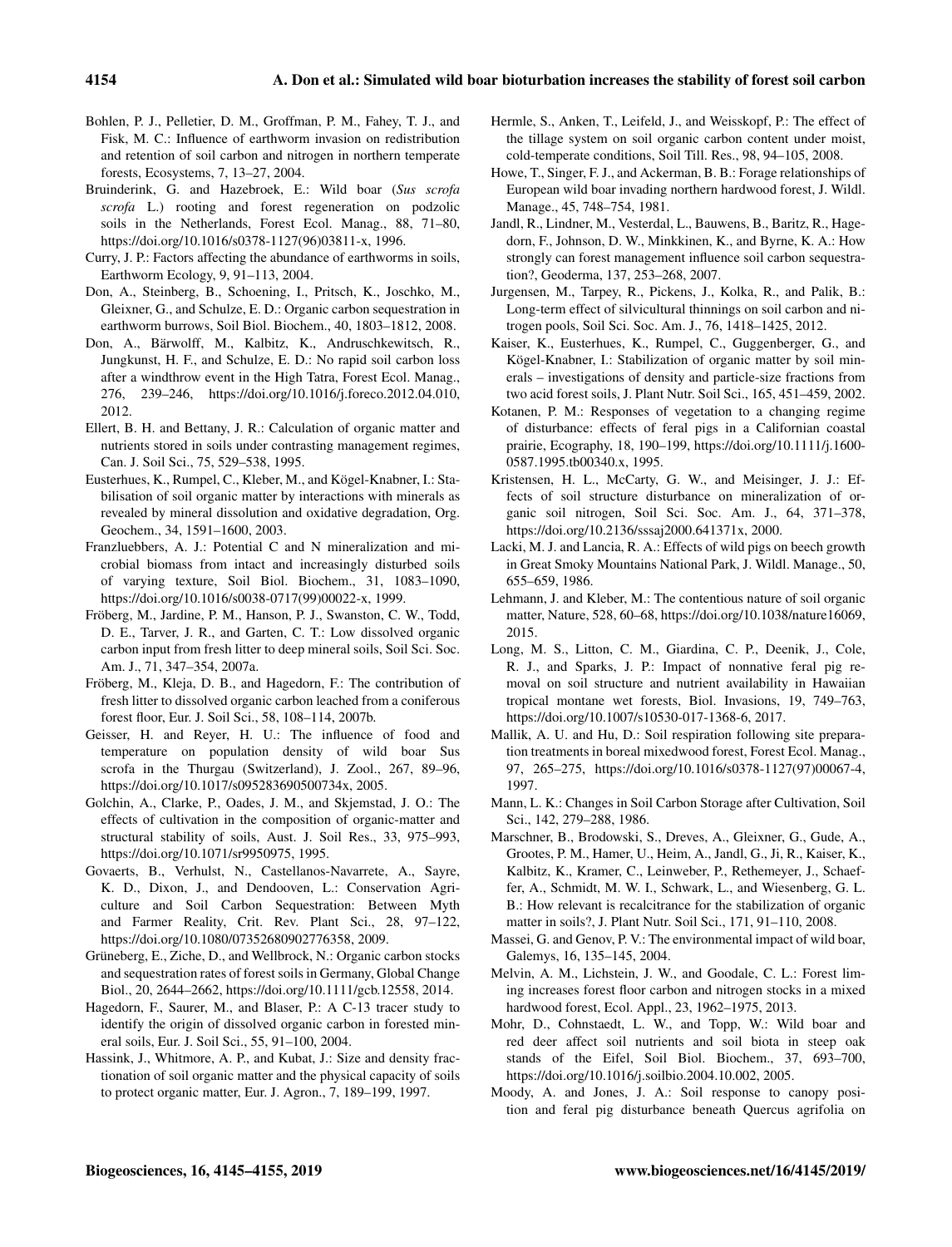Bohlen, P. J., Pelletier, D. M., Groffman, P. M., Fahey, T. J., and Fisk, M. C.: Influence of earthworm invasion on redistribution and retention of soil carbon and nitrogen in northern temperate forests, Ecosystems, 7, 13–27, 2004.

Bruinderink, G. and Hazebroek, E.: Wild boar (*Sus scrofa scrofa* L.) rooting and forest regeneration on podzolic soils in the Netherlands, Forest Ecol. Manag., 88, 71–80, https://doi.org/10.1016/s0378-1127(96)03811-x, 1996.

Curry, J. P.: Factors affecting the abundance of earthworms in soils, Earthworm Ecology, 9, 91–113, 2004.

Don, A., Steinberg, B., Schoening, I., Pritsch, K., Joschko, M., Gleixner, G., and Schulze, E. D.: Organic carbon sequestration in earthworm burrows, Soil Biol. Biochem., 40, 1803–1812, 2008.

Don, A., Bärwolff, M., Kalbitz, K., Andruschkewitsch, R., Jungkunst, H. F., and Schulze, E. D.: No rapid soil carbon loss after a windthrow event in the High Tatra, Forest Ecol. Manag., 276, 239–246, https://doi.org/10.1016/j.foreco.2012.04.010, 2012.

Ellert, B. H. and Bettany, J. R.: Calculation of organic matter and nutrients stored in soils under contrasting management regimes, Can. J. Soil Sci., 75, 529–538, 1995.

Eusterhues, K., Rumpel, C., Kleber, M., and Kögel-Knabner, I.: Stabilisation of soil organic matter by interactions with minerals as revealed by mineral dissolution and oxidative degradation, Org. Geochem., 34, 1591–1600, 2003.

Franzluebbers, A. J.: Potential C and N mineralization and microbial biomass from intact and increasingly disturbed soils of varying texture, Soil Biol. Biochem., 31, 1083–1090, https://doi.org/10.1016/s0038-0717(99)00022-x, 1999.

Fröberg, M., Jardine, P. M., Hanson, P. J., Swanston, C. W., Todd, D. E., Tarver, J. R., and Garten, C. T.: Low dissolved organic carbon input from fresh litter to deep mineral soils, Soil Sci. Soc. Am. J., 71, 347–354, 2007a.

Fröberg, M., Kleja, D. B., and Hagedorn, F.: The contribution of fresh litter to dissolved organic carbon leached from a coniferous forest floor, Eur. J. Soil Sci., 58, 108–114, 2007b.

Geisser, H. and Reyer, H. U.: The influence of food and temperature on population density of wild boar Sus scrofa in the Thurgau (Switzerland), J. Zool., 267, 89–96, https://doi.org/10.1017/s095283690500734x, 2005.

Golchin, A., Clarke, P., Oades, J. M., and Skjemstad, J. O.: The effects of cultivation in the composition of organic-matter and structural stability of soils, Aust. J. Soil Res., 33, 975–993, https://doi.org/10.1071/sr9950975, 1995.

Govaerts, B., Verhulst, N., Castellanos-Navarrete, A., Sayre, K. D., Dixon, J., and Dendooven, L.: Conservation Agriculture and Soil Carbon Sequestration: Between Myth and Farmer Reality, Crit. Rev. Plant Sci., 28, 97–122, https://doi.org/10.1080/07352680902776358, 2009.

Grüneberg, E., Ziche, D., and Wellbrock, N.: Organic carbon stocks and sequestration rates of forest soils in Germany, Global Change Biol., 20, 2644–2662, https://doi.org/10.1111/gcb.12558, 2014.

Hagedorn, F., Saurer, M., and Blaser, P.: A C-13 tracer study to identify the origin of dissolved organic carbon in forested mineral soils, Eur. J. Soil Sci., 55, 91–100, 2004.

Hassink, J., Whitmore, A. P., and Kubat, J.: Size and density fractionation of soil organic matter and the physical capacity of soils to protect organic matter, Eur. J. Agron., 7, 189–199, 1997.

Hermle, S., Anken, T., Leifeld, J., and Weisskopf, P.: The effect of the tillage system on soil organic carbon content under moist, cold-temperate conditions, Soil Till. Res., 98, 94–105, 2008.

Howe, T., Singer, F. J., and Ackerman, B. B.: Forage relationships of European wild boar invading northern hardwood forest, J. Wildl. Manage., 45, 748–754, 1981.

Jandl, R., Lindner, M., Vesterdal, L., Bauwens, B., Baritz, R., Hagedorn, F., Johnson, D. W., Minkkinen, K., and Byrne, K. A.: How strongly can forest management influence soil carbon sequestration?, Geoderma, 137, 253–268, 2007.

Jurgensen, M., Tarpey, R., Pickens, J., Kolka, R., and Palik, B.: Long-term effect of silvicultural thinnings on soil carbon and nitrogen pools, Soil Sci. Soc. Am. J., 76, 1418–1425, 2012.

Kaiser, K., Eusterhues, K., Rumpel, C., Guggenberger, G., and Kögel-Knabner, I.: Stabilization of organic matter by soil minerals – investigations of density and particle-size fractions from two acid forest soils, J. Plant Nutr. Soil Sci., 165, 451–459, 2002.

Kotanen, P. M.: Responses of vegetation to a changing regime of disturbance: effects of feral pigs in a Californian coastal prairie, Ecography, 18, 190–199, https://doi.org/10.1111/j.1600-0587.1995.tb00340.x, 1995.

Kristensen, H. L., McCarty, G. W., and Meisinger, J. J.: Effects of soil structure disturbance on mineralization of organic soil nitrogen, Soil Sci. Soc. Am. J., 64, 371–378, https://doi.org/10.2136/sssaj2000.641371x, 2000.

Lacki, M. J. and Lancia, R. A.: Effects of wild pigs on beech growth in Great Smoky Mountains National Park, J. Wildl. Manage., 50, 655–659, 1986.

Lehmann, J. and Kleber, M.: The contentious nature of soil organic matter, Nature, 528, 60–68, https://doi.org/10.1038/nature16069, 2015.

Long, M. S., Litton, C. M., Giardina, C. P., Deenik, J., Cole, R. J., and Sparks, J. P.: Impact of nonnative feral pig removal on soil structure and nutrient availability in Hawaiian tropical montane wet forests, Biol. Invasions, 19, 749–763, https://doi.org/10.1007/s10530-017-1368-6, 2017.

Mallik, A. U. and Hu, D.: Soil respiration following site preparation treatments in boreal mixedwood forest, Forest Ecol. Manag., 97, 265–275, https://doi.org/10.1016/s0378-1127(97)00067-4, 1997.

Mann, L. K.: Changes in Soil Carbon Storage after Cultivation, Soil Sci., 142, 279–288, 1986.

Marschner, B., Brodowski, S., Dreves, A., Gleixner, G., Gude, A., Grootes, P. M., Hamer, U., Heim, A., Jandl, G., Ji, R., Kaiser, K., Kalbitz, K., Kramer, C., Leinweber, P., Rethemeyer, J., Schaeffer, A., Schmidt, M. W. I., Schwark, L., and Wiesenberg, G. L. B.: How relevant is recalcitrance for the stabilization of organic matter in soils?, J. Plant Nutr. Soil Sci., 171, 91–110, 2008.

Massei, G. and Genov, P. V.: The environmental impact of wild boar, Galemys, 16, 135–145, 2004.

Melvin, A. M., Lichstein, J. W., and Goodale, C. L.: Forest liming increases forest floor carbon and nitrogen stocks in a mixed hardwood forest, Ecol. Appl., 23, 1962–1975, 2013.

Mohr, D., Cohnstaedt, L. W., and Topp, W.: Wild boar and red deer affect soil nutrients and soil biota in steep oak stands of the Eifel, Soil Biol. Biochem., 37, 693–700, https://doi.org/10.1016/j.soilbio.2004.10.002, 2005.

Moody, A. and Jones, J. A.: Soil response to canopy position and feral pig disturbance beneath Quercus agrifolia on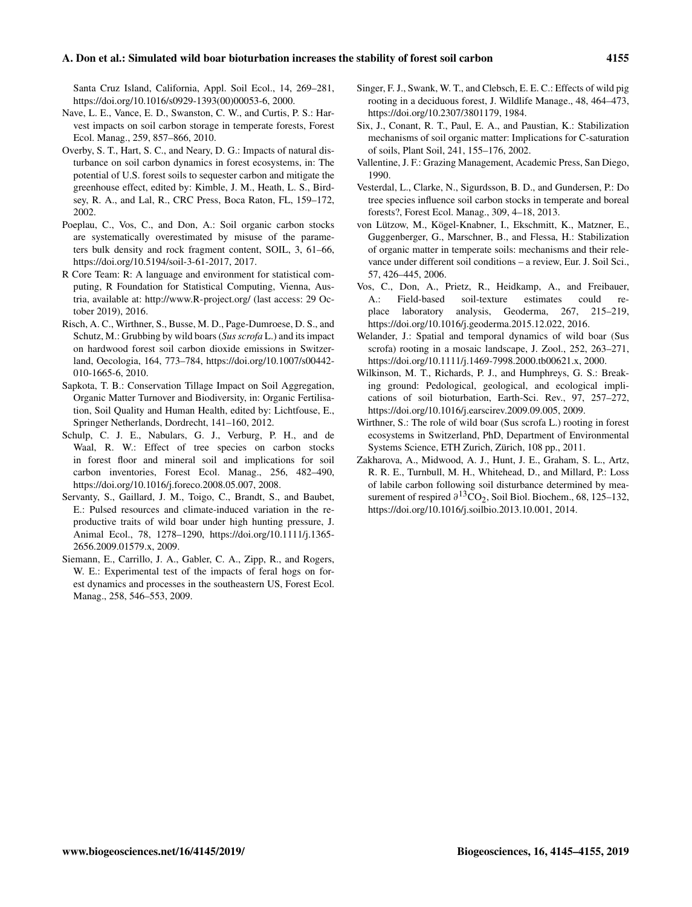Santa Cruz Island, California, Appl. Soil Ecol., 14, 269–281, https://doi.org/10.1016/s0929-1393(00)00053-6, 2000.

Nave, L. E., Vance, E. D., Swanston, C. W., and Curtis, P. S.: Harvest impacts on soil carbon storage in temperate forests, Forest Ecol. Manag., 259, 857–866, 2010.

Overby, S. T., Hart, S. C., and Neary, D. G.: Impacts of natural disturbance on soil carbon dynamics in forest ecosystems, in: The potential of U.S. forest soils to sequester carbon and mitigate the greenhouse effect, edited by: Kimble, J. M., Heath, L. S., Birdsey, R. A., and Lal, R., CRC Press, Boca Raton, FL, 159–172, 2002.

Poeplau, C., Vos, C., and Don, A.: Soil organic carbon stocks are systematically overestimated by misuse of the parameters bulk density and rock fragment content, SOIL, 3, 61–66, https://doi.org/10.5194/soil-3-61-2017, 2017.

R Core Team: R: A language and environment for statistical computing, R Foundation for Statistical Computing, Vienna, Austria, available at: http://www.R-project.org/ (last access: 29 October 2019), 2016.

Risch, A. C., Wirthner, S., Busse, M. D., Page-Dumroese, D. S., and Schutz, M.: Grubbing by wild boars (*Sus scrofa* L.) and its impact on hardwood forest soil carbon dioxide emissions in Switzerland, Oecologia, 164, 773–784, https://doi.org/10.1007/s00442-010-1665-6, 2010.

Sapkota, T. B.: Conservation Tillage Impact on Soil Aggregation, Organic Matter Turnover and Biodiversity, in: Organic Fertilisation, Soil Quality and Human Health, edited by: Lichtfouse, E., Springer Netherlands, Dordrecht, 141–160, 2012.

Schulp, C. J. E., Nabulars, G. J., Verburg, P. H., and de Waal, R. W.: Effect of tree species on carbon stocks in forest floor and mineral soil and implications for soil carbon inventories, Forest Ecol. Manag., 256, 482–490, https://doi.org/10.1016/j.foreco.2008.05.007, 2008.

Servanty, S., Gaillard, J. M., Toigo, C., Brandt, S., and Baubet, E.: Pulsed resources and climate-induced variation in the reproductive traits of wild boar under high hunting pressure, J. Animal Ecol., 78, 1278–1290, https://doi.org/10.1111/j.1365-2656.2009.01579.x, 2009.

Siemann, E., Carrillo, J. A., Gabler, C. A., Zipp, R., and Rogers, W. E.: Experimental test of the impacts of feral hogs on forest dynamics and processes in the southeastern US, Forest Ecol. Manag., 258, 546–553, 2009.

Singer, F. J., Swank, W. T., and Clebsch, E. E. C.: Effects of wild pig rooting in a deciduous forest, J. Wildlife Manage., 48, 464–473, https://doi.org/10.2307/3801179, 1984.

Six, J., Conant, R. T., Paul, E. A., and Paustian, K.: Stabilization mechanisms of soil organic matter: Implications for C-saturation of soils, Plant Soil, 241, 155–176, 2002.

Vallentine, J. F.: Grazing Management, Academic Press, San Diego, 1990.

Vesterdal, L., Clarke, N., Sigurdsson, B. D., and Gundersen, P.: Do tree species influence soil carbon stocks in temperate and boreal forests?, Forest Ecol. Manag., 309, 4–18, 2013.

von Lützow, M., Kögel-Knabner, I., Ekschmitt, K., Matzner, E., Guggenberger, G., Marschner, B., and Flessa, H.: Stabilization of organic matter in temperate soils: mechanisms and their relevance under different soil conditions – a review, Eur. J. Soil Sci., 57, 426–445, 2006.

Vos, C., Don, A., Prietz, R., Heidkamp, A., and Freibauer, A.: Field-based soil-texture estimates could replace laboratory analysis, Geoderma, 267, 215–219, https://doi.org/10.1016/j.geoderma.2015.12.022, 2016.

Welander, J.: Spatial and temporal dynamics of wild boar (Sus scrofa) rooting in a mosaic landscape, J. Zool., 252, 263–271, https://doi.org/10.1111/j.1469-7998.2000.tb00621.x, 2000.

Wilkinson, M. T., Richards, P. J., and Humphreys, G. S.: Breaking ground: Pedological, geological, and ecological implications of soil bioturbation, Earth-Sci. Rev., 97, 257–272, https://doi.org/10.1016/j.earscirev.2009.09.005, 2009.

Wirthner, S.: The role of wild boar (Sus scrofa L.) rooting in forest ecosystems in Switzerland, PhD, Department of Environmental Systems Science, ETH Zurich, Zürich, 108 pp., 2011.

Zakharova, A., Midwood, A. J., Hunt, J. E., Graham, S. L., Artz, R. R. E., Turnbull, M. H., Whitehead, D., and Millard, P.: Loss of labile carbon following soil disturbance determined by measurement of respired $\partial^{13}CO_2$, Soil Biol. Biochem., 68, 125–132, https://doi.org/10.1016/j.soilbio.2013.10.001, 2014.